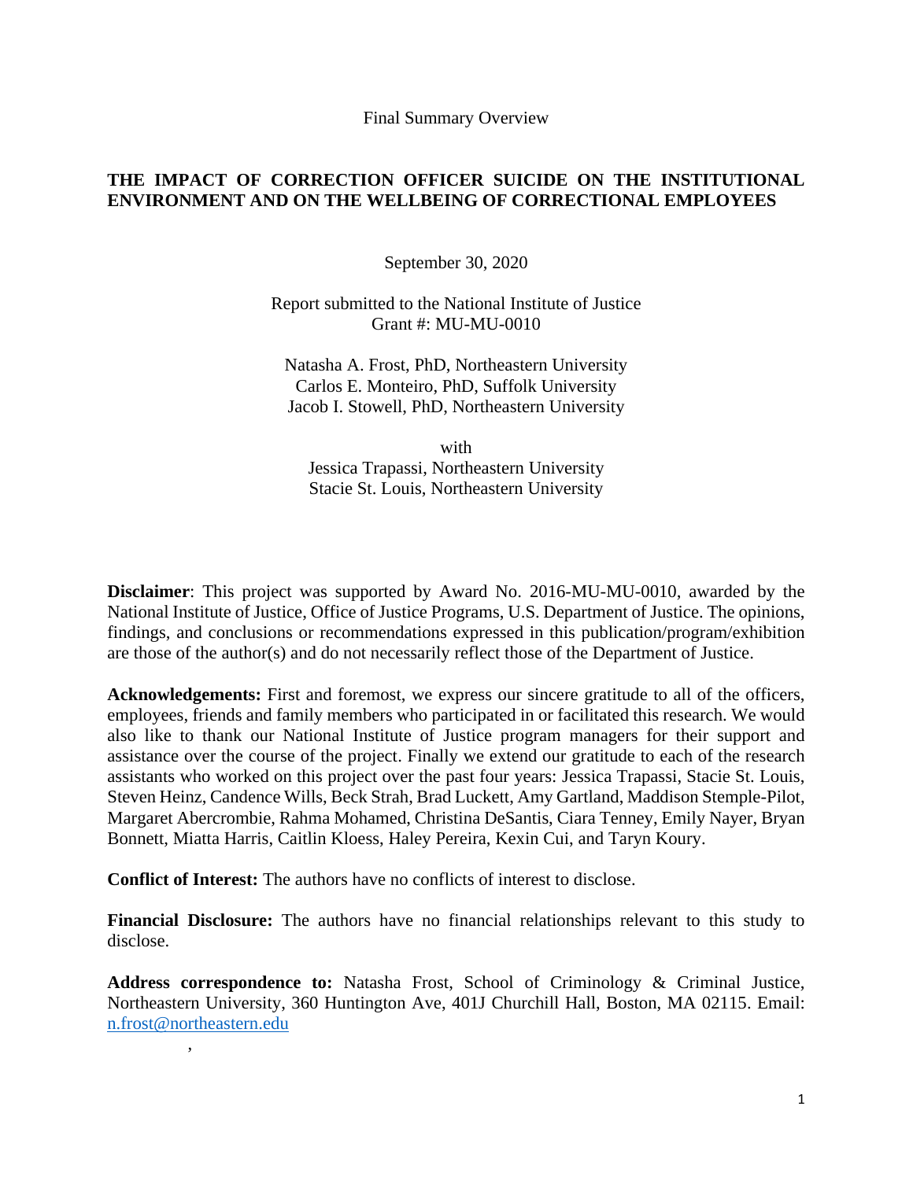Final Summary Overview

# THE IMPACT OF CORRECTION OFFICER SUICIDE ON THE INSTITUTIONAL ENVIRONMENT AND ON THE WELLBEING OF CORRECTIONAL EMPLOYEES

September 30, 2020

Report submitted to the National Institute of Justice
Grant #: MU-MU-0010

Natasha A. Frost, PhD, Northeastern University
Carlos E. Monteiro, PhD, Suffolk University
Jacob I. Stowell, PhD, Northeastern University

with
Jessica Trapassi, Northeastern University
Stacie St. Louis, Northeastern University

**Disclaimer**: This project was supported by Award No. 2016-MU-MU-0010, awarded by the National Institute of Justice, Office of Justice Programs, U.S. Department of Justice. The opinions, findings, and conclusions or recommendations expressed in this publication/program/exhibition are those of the author(s) and do not necessarily reflect those of the Department of Justice.

**Acknowledgements:** First and foremost, we express our sincere gratitude to all of the officers, employees, friends and family members who participated in or facilitated this research. We would also like to thank our National Institute of Justice program managers for their support and assistance over the course of the project. Finally we extend our gratitude to each of the research assistants who worked on this project over the past four years: Jessica Trapassi, Stacie St. Louis, Steven Heinz, Candence Wills, Beck Strah, Brad Luckett, Amy Gartland, Maddison Stemple-Pilot, Margaret Abercrombie, Rahma Mohamed, Christina DeSantis, Ciara Tenney, Emily Nayer, Bryan Bonnett, Miatta Harris, Caitlin Kloess, Haley Pereira, Kexin Cui, and Taryn Koury.

**Conflict of Interest:** The authors have no conflicts of interest to disclose.

**Financial Disclosure:** The authors have no financial relationships relevant to this study to disclose.

**Address correspondence to:** Natasha Frost, School of Criminology & Criminal Justice, Northeastern University, 360 Huntington Ave, 401J Churchill Hall, Boston, MA 02115. Email: n.frost@northeastern.edu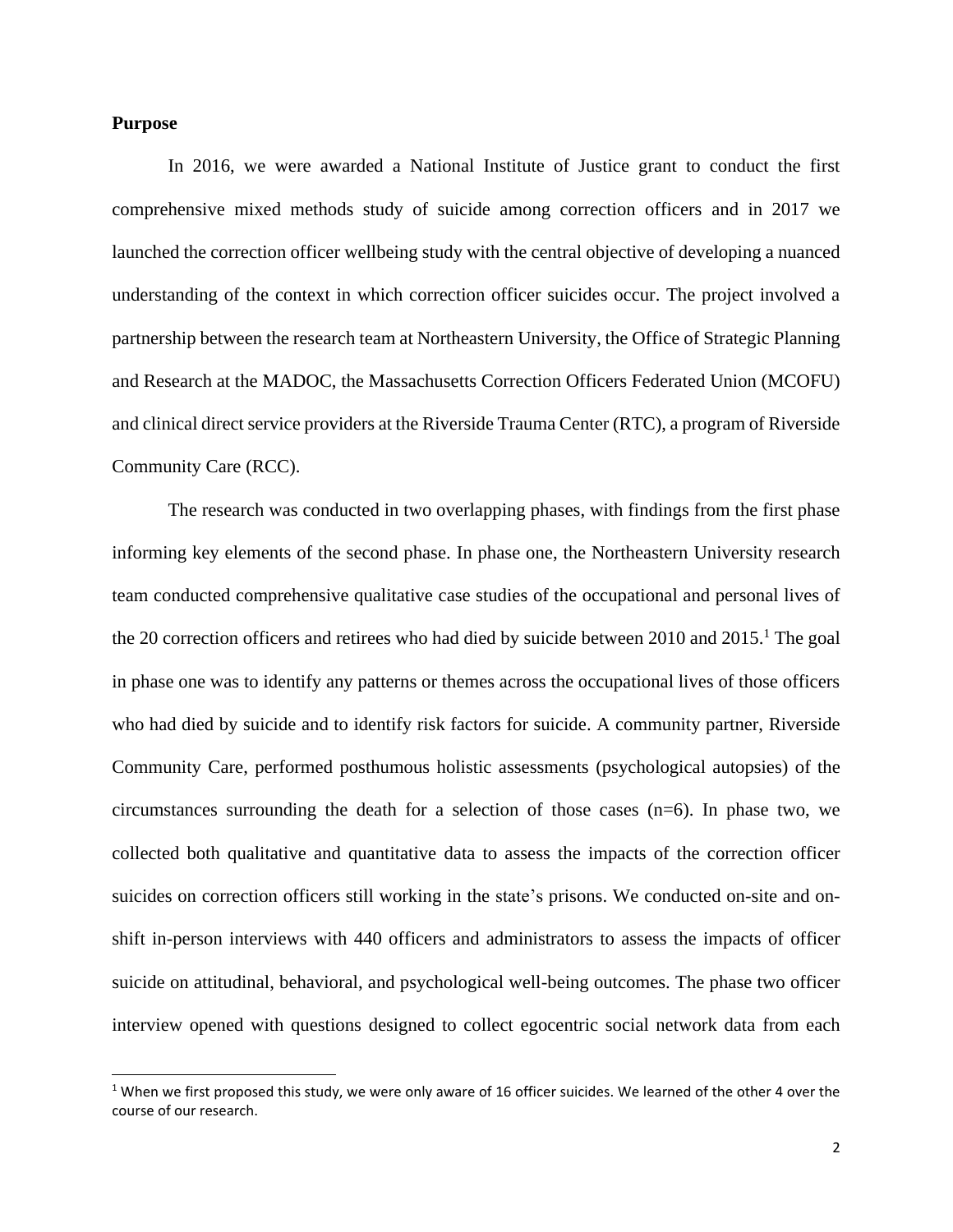**Purpose**

In 2016, we were awarded a National Institute of Justice grant to conduct the first comprehensive mixed methods study of suicide among correction officers and in 2017 we launched the correction officer wellbeing study with the central objective of developing a nuanced understanding of the context in which correction officer suicides occur. The project involved a partnership between the research team at Northeastern University, the Office of Strategic Planning and Research at the MADOC, the Massachusetts Correction Officers Federated Union (MCOFU) and clinical direct service providers at the Riverside Trauma Center (RTC), a program of Riverside Community Care (RCC).

The research was conducted in two overlapping phases, with findings from the first phase informing key elements of the second phase. In phase one, the Northeastern University research team conducted comprehensive qualitative case studies of the occupational and personal lives of the 20 correction officers and retirees who had died by suicide between 2010 and 2015.[1] The goal in phase one was to identify any patterns or themes across the occupational lives of those officers who had died by suicide and to identify risk factors for suicide. A community partner, Riverside Community Care, performed posthumous holistic assessments (psychological autopsies) of the circumstances surrounding the death for a selection of those cases (n=6). In phase two, we collected both qualitative and quantitative data to assess the impacts of the correction officer suicides on correction officers still working in the state's prisons. We conducted on-site and on-shift in-person interviews with 440 officers and administrators to assess the impacts of officer suicide on attitudinal, behavioral, and psychological well-being outcomes. The phase two officer interview opened with questions designed to collect egocentric social network data from each

[1] When we first proposed this study, we were only aware of 16 officer suicides. We learned of the other 4 over the course of our research.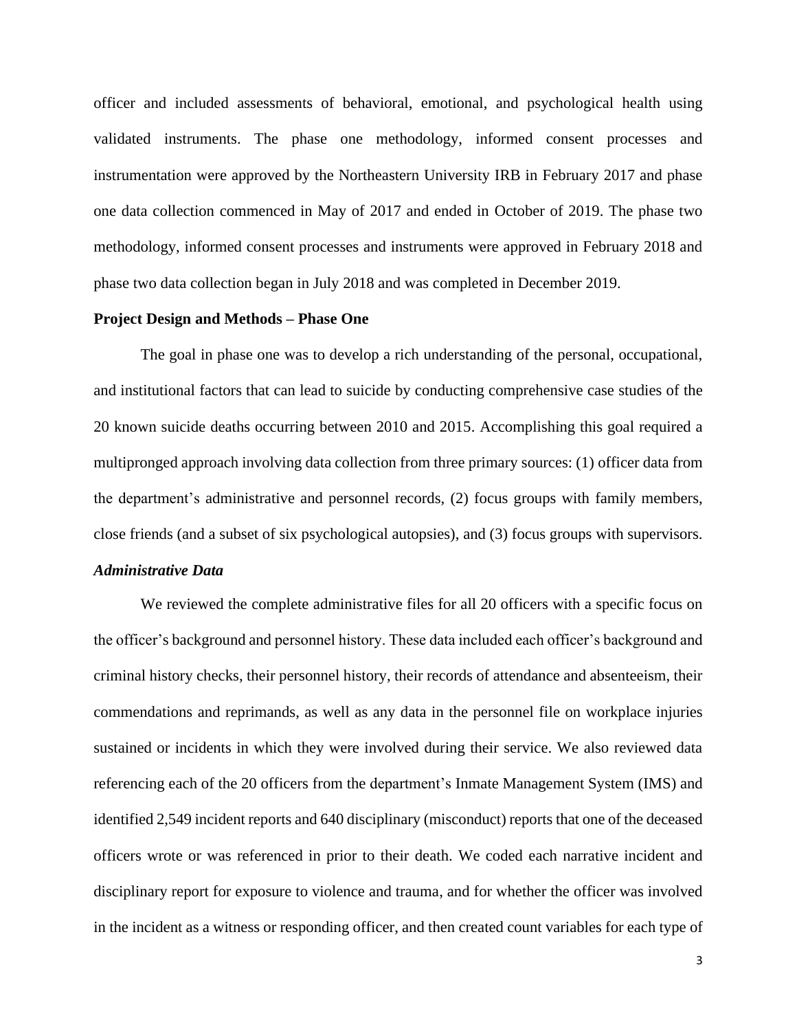officer and included assessments of behavioral, emotional, and psychological health using validated instruments. The phase one methodology, informed consent processes and instrumentation were approved by the Northeastern University IRB in February 2017 and phase one data collection commenced in May of 2017 and ended in October of 2019. The phase two methodology, informed consent processes and instruments were approved in February 2018 and phase two data collection began in July 2018 and was completed in December 2019.

**Project Design and Methods – Phase One**

The goal in phase one was to develop a rich understanding of the personal, occupational, and institutional factors that can lead to suicide by conducting comprehensive case studies of the 20 known suicide deaths occurring between 2010 and 2015. Accomplishing this goal required a multipronged approach involving data collection from three primary sources: (1) officer data from the department's administrative and personnel records, (2) focus groups with family members, close friends (and a subset of six psychological autopsies), and (3) focus groups with supervisors.

***Administrative Data***

We reviewed the complete administrative files for all 20 officers with a specific focus on the officer's background and personnel history. These data included each officer's background and criminal history checks, their personnel history, their records of attendance and absenteeism, their commendations and reprimands, as well as any data in the personnel file on workplace injuries sustained or incidents in which they were involved during their service. We also reviewed data referencing each of the 20 officers from the department's Inmate Management System (IMS) and identified 2,549 incident reports and 640 disciplinary (misconduct) reports that one of the deceased officers wrote or was referenced in prior to their death. We coded each narrative incident and disciplinary report for exposure to violence and trauma, and for whether the officer was involved in the incident as a witness or responding officer, and then created count variables for each type of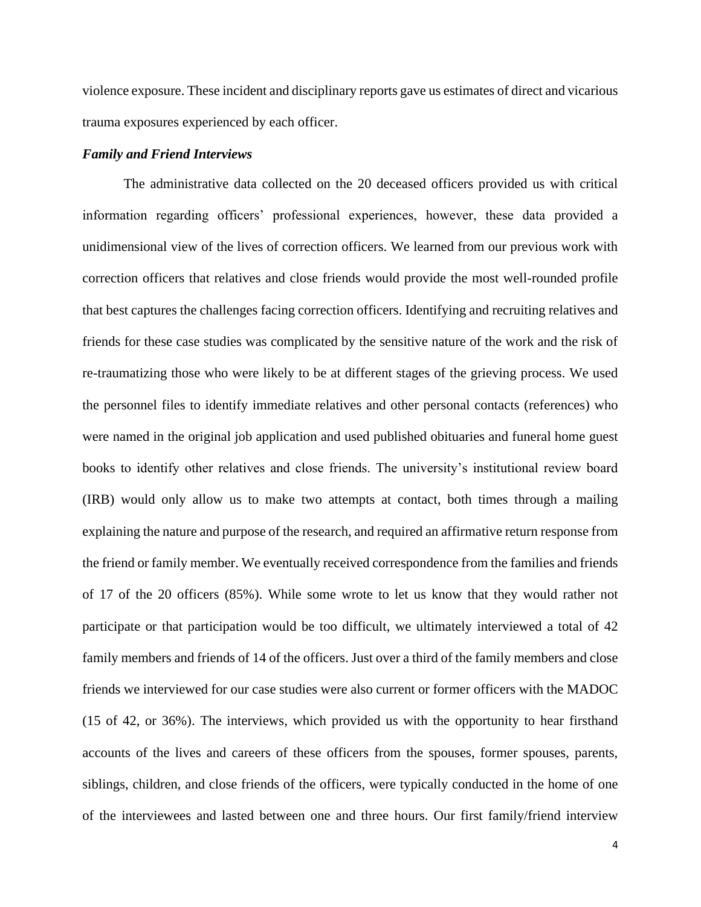violence exposure. These incident and disciplinary reports gave us estimates of direct and vicarious trauma exposures experienced by each officer.

***Family and Friend Interviews***

The administrative data collected on the 20 deceased officers provided us with critical information regarding officers' professional experiences, however, these data provided a unidimensional view of the lives of correction officers. We learned from our previous work with correction officers that relatives and close friends would provide the most well-rounded profile that best captures the challenges facing correction officers. Identifying and recruiting relatives and friends for these case studies was complicated by the sensitive nature of the work and the risk of re-traumatizing those who were likely to be at different stages of the grieving process. We used the personnel files to identify immediate relatives and other personal contacts (references) who were named in the original job application and used published obituaries and funeral home guest books to identify other relatives and close friends. The university's institutional review board (IRB) would only allow us to make two attempts at contact, both times through a mailing explaining the nature and purpose of the research, and required an affirmative return response from the friend or family member. We eventually received correspondence from the families and friends of 17 of the 20 officers (85%). While some wrote to let us know that they would rather not participate or that participation would be too difficult, we ultimately interviewed a total of 42 family members and friends of 14 of the officers. Just over a third of the family members and close friends we interviewed for our case studies were also current or former officers with the MADOC (15 of 42, or 36%). The interviews, which provided us with the opportunity to hear firsthand accounts of the lives and careers of these officers from the spouses, former spouses, parents, siblings, children, and close friends of the officers, were typically conducted in the home of one of the interviewees and lasted between one and three hours. Our first family/friend interview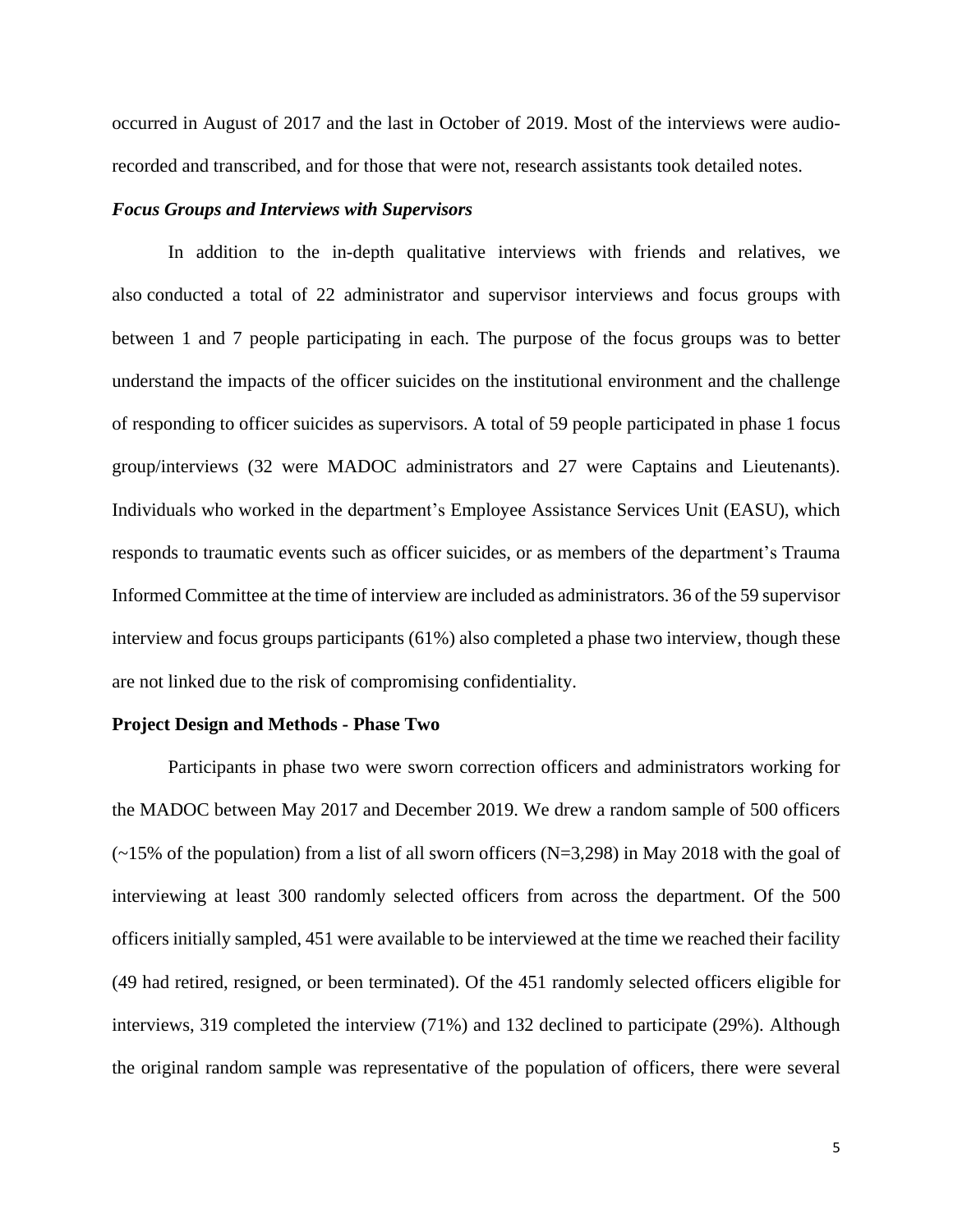occurred in August of 2017 and the last in October of 2019. Most of the interviews were audio-recorded and transcribed, and for those that were not, research assistants took detailed notes.

***Focus Groups and Interviews with Supervisors***

In addition to the in-depth qualitative interviews with friends and relatives, we also conducted a total of 22 administrator and supervisor interviews and focus groups with between 1 and 7 people participating in each. The purpose of the focus groups was to better understand the impacts of the officer suicides on the institutional environment and the challenge of responding to officer suicides as supervisors. A total of 59 people participated in phase 1 focus group/interviews (32 were MADOC administrators and 27 were Captains and Lieutenants). Individuals who worked in the department's Employee Assistance Services Unit (EASU), which responds to traumatic events such as officer suicides, or as members of the department's Trauma Informed Committee at the time of interview are included as administrators. 36 of the 59 supervisor interview and focus groups participants (61%) also completed a phase two interview, though these are not linked due to the risk of compromising confidentiality.

**Project Design and Methods - Phase Two**

Participants in phase two were sworn correction officers and administrators working for the MADOC between May 2017 and December 2019. We drew a random sample of 500 officers (~15% of the population) from a list of all sworn officers (N=3,298) in May 2018 with the goal of interviewing at least 300 randomly selected officers from across the department. Of the 500 officers initially sampled, 451 were available to be interviewed at the time we reached their facility (49 had retired, resigned, or been terminated). Of the 451 randomly selected officers eligible for interviews, 319 completed the interview (71%) and 132 declined to participate (29%). Although the original random sample was representative of the population of officers, there were several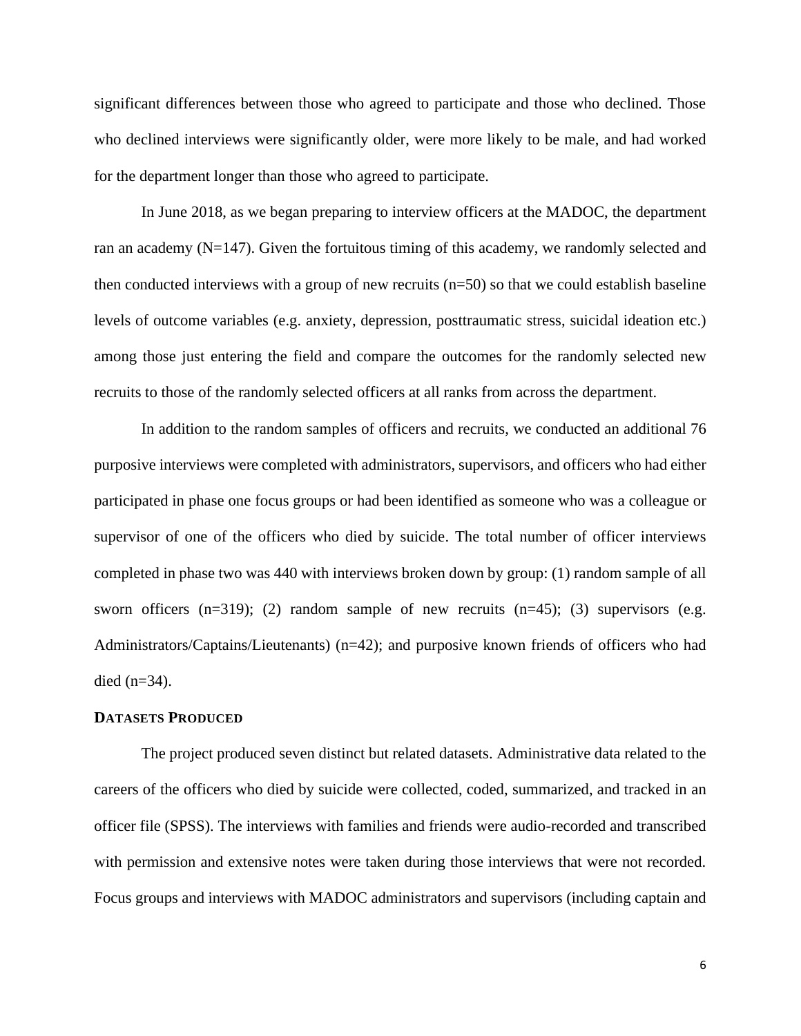significant differences between those who agreed to participate and those who declined. Those who declined interviews were significantly older, were more likely to be male, and had worked for the department longer than those who agreed to participate.

In June 2018, as we began preparing to interview officers at the MADOC, the department ran an academy (N=147). Given the fortuitous timing of this academy, we randomly selected and then conducted interviews with a group of new recruits (n=50) so that we could establish baseline levels of outcome variables (e.g. anxiety, depression, posttraumatic stress, suicidal ideation etc.) among those just entering the field and compare the outcomes for the randomly selected new recruits to those of the randomly selected officers at all ranks from across the department.

In addition to the random samples of officers and recruits, we conducted an additional 76 purposive interviews were completed with administrators, supervisors, and officers who had either participated in phase one focus groups or had been identified as someone who was a colleague or supervisor of one of the officers who died by suicide. The total number of officer interviews completed in phase two was 440 with interviews broken down by group: (1) random sample of all sworn officers (n=319); (2) random sample of new recruits (n=45); (3) supervisors (e.g. Administrators/Captains/Lieutenants) (n=42); and purposive known friends of officers who had died (n=34).

### DATASETS PRODUCED

The project produced seven distinct but related datasets. Administrative data related to the careers of the officers who died by suicide were collected, coded, summarized, and tracked in an officer file (SPSS). The interviews with families and friends were audio-recorded and transcribed with permission and extensive notes were taken during those interviews that were not recorded. Focus groups and interviews with MADOC administrators and supervisors (including captain and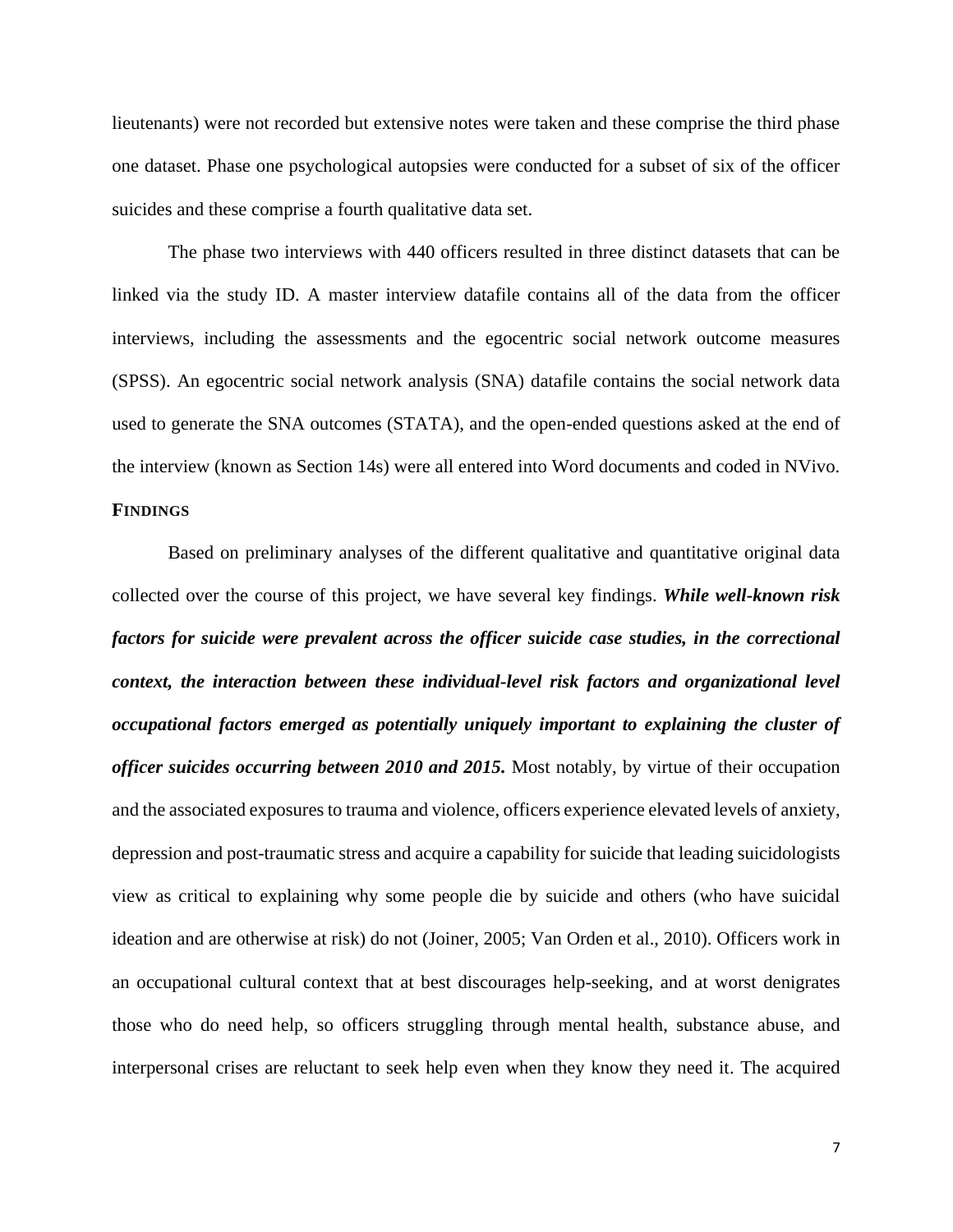lieutenants) were not recorded but extensive notes were taken and these comprise the third phase one dataset. Phase one psychological autopsies were conducted for a subset of six of the officer suicides and these comprise a fourth qualitative data set.

The phase two interviews with 440 officers resulted in three distinct datasets that can be linked via the study ID. A master interview datafile contains all of the data from the officer interviews, including the assessments and the egocentric social network outcome measures (SPSS). An egocentric social network analysis (SNA) datafile contains the social network data used to generate the SNA outcomes (STATA), and the open-ended questions asked at the end of the interview (known as Section 14s) were all entered into Word documents and coded in NVivo.

**FINDINGS**

Based on preliminary analyses of the different qualitative and quantitative original data collected over the course of this project, we have several key findings. ***While well-known risk factors for suicide were prevalent across the officer suicide case studies, in the correctional context, the interaction between these individual-level risk factors and organizational level occupational factors emerged as potentially uniquely important to explaining the cluster of officer suicides occurring between 2010 and 2015.*** Most notably, by virtue of their occupation and the associated exposures to trauma and violence, officers experience elevated levels of anxiety, depression and post-traumatic stress and acquire a capability for suicide that leading suicidologists view as critical to explaining why some people die by suicide and others (who have suicidal ideation and are otherwise at risk) do not (Joiner, 2005; Van Orden et al., 2010). Officers work in an occupational cultural context that at best discourages help-seeking, and at worst denigrates those who do need help, so officers struggling through mental health, substance abuse, and interpersonal crises are reluctant to seek help even when they know they need it. The acquired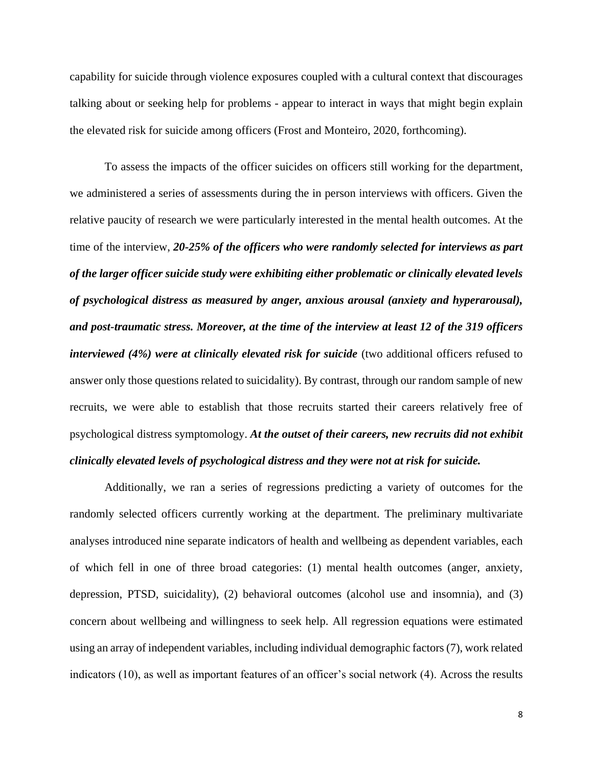capability for suicide through violence exposures coupled with a cultural context that discourages talking about or seeking help for problems - appear to interact in ways that might begin explain the elevated risk for suicide among officers (Frost and Monteiro, 2020, forthcoming).

To assess the impacts of the officer suicides on officers still working for the department, we administered a series of assessments during the in person interviews with officers. Given the relative paucity of research we were particularly interested in the mental health outcomes. At the time of the interview, ***20-25% of the officers who were randomly selected for interviews as part of the larger officer suicide study were exhibiting either problematic or clinically elevated levels of psychological distress as measured by anger, anxious arousal (anxiety and hyperarousal), and post-traumatic stress. Moreover, at the time of the interview at least 12 of the 319 officers interviewed (4%) were at clinically elevated risk for suicide*** (two additional officers refused to answer only those questions related to suicidality). By contrast, through our random sample of new recruits, we were able to establish that those recruits started their careers relatively free of psychological distress symptomology. ***At the outset of their careers, new recruits did not exhibit clinically elevated levels of psychological distress and they were not at risk for suicide.***

Additionally, we ran a series of regressions predicting a variety of outcomes for the randomly selected officers currently working at the department. The preliminary multivariate analyses introduced nine separate indicators of health and wellbeing as dependent variables, each of which fell in one of three broad categories: (1) mental health outcomes (anger, anxiety, depression, PTSD, suicidality), (2) behavioral outcomes (alcohol use and insomnia), and (3) concern about wellbeing and willingness to seek help. All regression equations were estimated using an array of independent variables, including individual demographic factors (7), work related indicators (10), as well as important features of an officer's social network (4). Across the results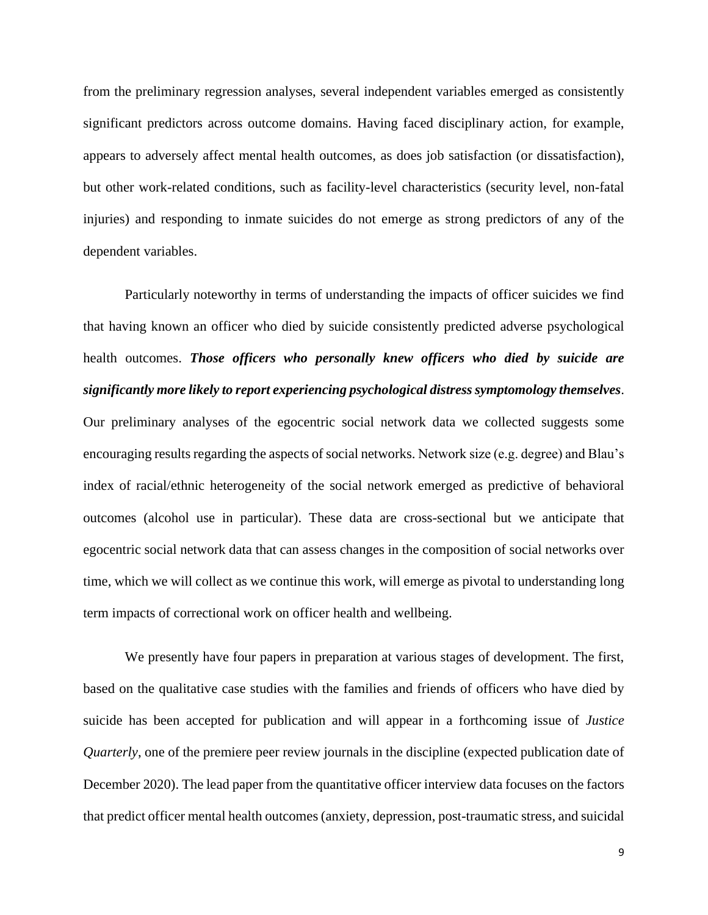from the preliminary regression analyses, several independent variables emerged as consistently significant predictors across outcome domains. Having faced disciplinary action, for example, appears to adversely affect mental health outcomes, as does job satisfaction (or dissatisfaction), but other work-related conditions, such as facility-level characteristics (security level, non-fatal injuries) and responding to inmate suicides do not emerge as strong predictors of any of the dependent variables.

Particularly noteworthy in terms of understanding the impacts of officer suicides we find that having known an officer who died by suicide consistently predicted adverse psychological health outcomes. ***Those officers who personally knew officers who died by suicide are significantly more likely to report experiencing psychological distress symptomology themselves***. Our preliminary analyses of the egocentric social network data we collected suggests some encouraging results regarding the aspects of social networks. Network size (e.g. degree) and Blau's index of racial/ethnic heterogeneity of the social network emerged as predictive of behavioral outcomes (alcohol use in particular). These data are cross-sectional but we anticipate that egocentric social network data that can assess changes in the composition of social networks over time, which we will collect as we continue this work, will emerge as pivotal to understanding long term impacts of correctional work on officer health and wellbeing.

We presently have four papers in preparation at various stages of development. The first, based on the qualitative case studies with the families and friends of officers who have died by suicide has been accepted for publication and will appear in a forthcoming issue of *Justice Quarterly*, one of the premiere peer review journals in the discipline (expected publication date of December 2020). The lead paper from the quantitative officer interview data focuses on the factors that predict officer mental health outcomes (anxiety, depression, post-traumatic stress, and suicidal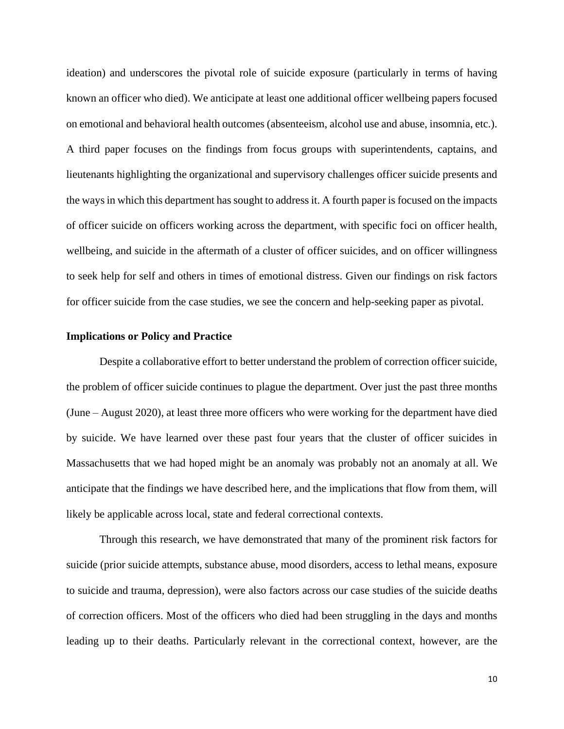ideation) and underscores the pivotal role of suicide exposure (particularly in terms of having known an officer who died). We anticipate at least one additional officer wellbeing papers focused on emotional and behavioral health outcomes (absenteeism, alcohol use and abuse, insomnia, etc.). A third paper focuses on the findings from focus groups with superintendents, captains, and lieutenants highlighting the organizational and supervisory challenges officer suicide presents and the ways in which this department has sought to address it. A fourth paper is focused on the impacts of officer suicide on officers working across the department, with specific foci on officer health, wellbeing, and suicide in the aftermath of a cluster of officer suicides, and on officer willingness to seek help for self and others in times of emotional distress. Given our findings on risk factors for officer suicide from the case studies, we see the concern and help-seeking paper as pivotal.

**Implications or Policy and Practice**

Despite a collaborative effort to better understand the problem of correction officer suicide, the problem of officer suicide continues to plague the department. Over just the past three months (June – August 2020), at least three more officers who were working for the department have died by suicide. We have learned over these past four years that the cluster of officer suicides in Massachusetts that we had hoped might be an anomaly was probably not an anomaly at all. We anticipate that the findings we have described here, and the implications that flow from them, will likely be applicable across local, state and federal correctional contexts.

Through this research, we have demonstrated that many of the prominent risk factors for suicide (prior suicide attempts, substance abuse, mood disorders, access to lethal means, exposure to suicide and trauma, depression), were also factors across our case studies of the suicide deaths of correction officers. Most of the officers who died had been struggling in the days and months leading up to their deaths. Particularly relevant in the correctional context, however, are the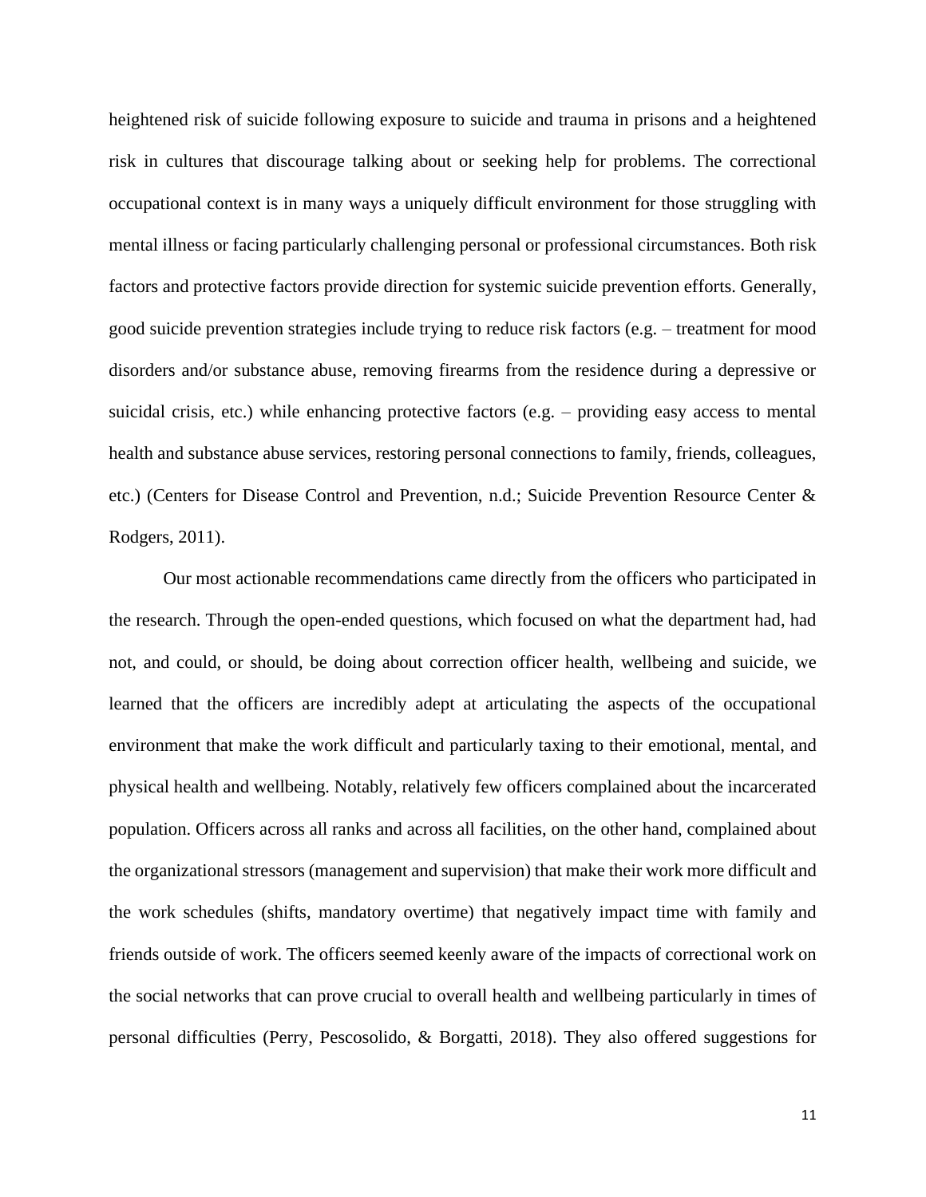heightened risk of suicide following exposure to suicide and trauma in prisons and a heightened risk in cultures that discourage talking about or seeking help for problems. The correctional occupational context is in many ways a uniquely difficult environment for those struggling with mental illness or facing particularly challenging personal or professional circumstances. Both risk factors and protective factors provide direction for systemic suicide prevention efforts. Generally, good suicide prevention strategies include trying to reduce risk factors (e.g. – treatment for mood disorders and/or substance abuse, removing firearms from the residence during a depressive or suicidal crisis, etc.) while enhancing protective factors (e.g. – providing easy access to mental health and substance abuse services, restoring personal connections to family, friends, colleagues, etc.) (Centers for Disease Control and Prevention, n.d.; Suicide Prevention Resource Center & Rodgers, 2011).

Our most actionable recommendations came directly from the officers who participated in the research. Through the open-ended questions, which focused on what the department had, had not, and could, or should, be doing about correction officer health, wellbeing and suicide, we learned that the officers are incredibly adept at articulating the aspects of the occupational environment that make the work difficult and particularly taxing to their emotional, mental, and physical health and wellbeing. Notably, relatively few officers complained about the incarcerated population. Officers across all ranks and across all facilities, on the other hand, complained about the organizational stressors (management and supervision) that make their work more difficult and the work schedules (shifts, mandatory overtime) that negatively impact time with family and friends outside of work. The officers seemed keenly aware of the impacts of correctional work on the social networks that can prove crucial to overall health and wellbeing particularly in times of personal difficulties (Perry, Pescosolido, & Borgatti, 2018). They also offered suggestions for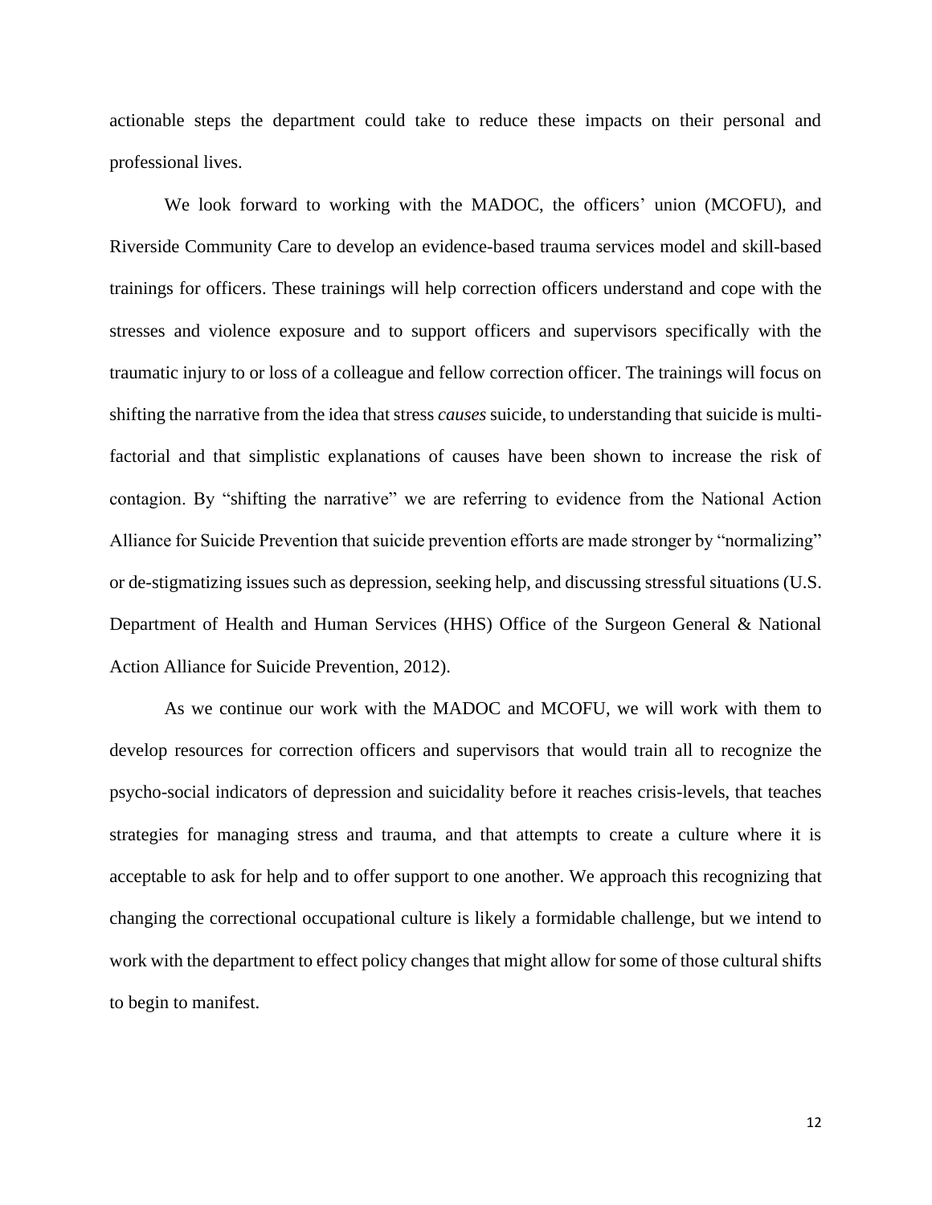actionable steps the department could take to reduce these impacts on their personal and professional lives.

We look forward to working with the MADOC, the officers' union (MCOFU), and Riverside Community Care to develop an evidence-based trauma services model and skill-based trainings for officers. These trainings will help correction officers understand and cope with the stresses and violence exposure and to support officers and supervisors specifically with the traumatic injury to or loss of a colleague and fellow correction officer. The trainings will focus on shifting the narrative from the idea that stress *causes* suicide, to understanding that suicide is multi-factorial and that simplistic explanations of causes have been shown to increase the risk of contagion. By "shifting the narrative" we are referring to evidence from the National Action Alliance for Suicide Prevention that suicide prevention efforts are made stronger by "normalizing" or de-stigmatizing issues such as depression, seeking help, and discussing stressful situations (U.S. Department of Health and Human Services (HHS) Office of the Surgeon General & National Action Alliance for Suicide Prevention, 2012).

As we continue our work with the MADOC and MCOFU, we will work with them to develop resources for correction officers and supervisors that would train all to recognize the psycho-social indicators of depression and suicidality before it reaches crisis-levels, that teaches strategies for managing stress and trauma, and that attempts to create a culture where it is acceptable to ask for help and to offer support to one another. We approach this recognizing that changing the correctional occupational culture is likely a formidable challenge, but we intend to work with the department to effect policy changes that might allow for some of those cultural shifts to begin to manifest.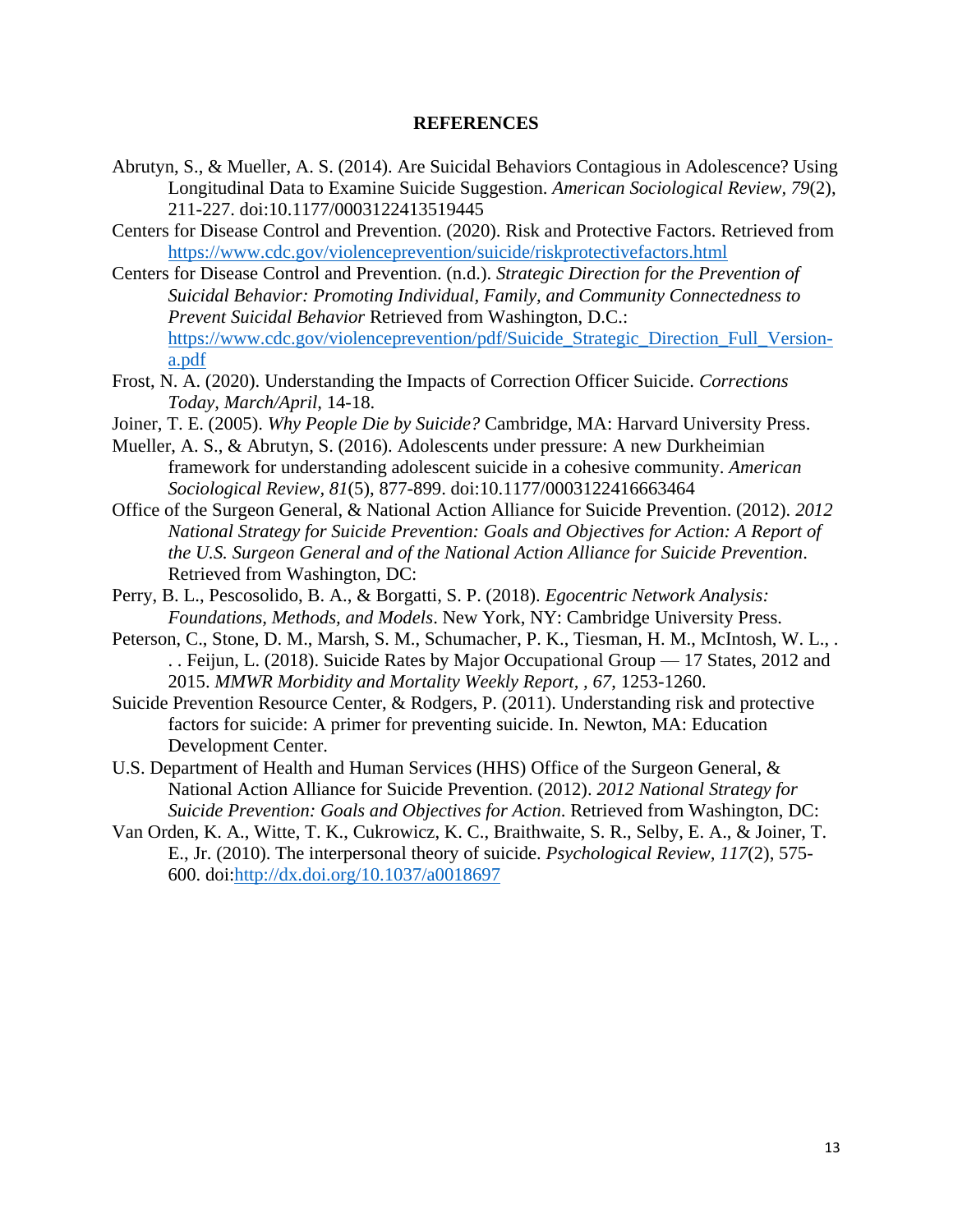## REFERENCES

Abrutyn, S., & Mueller, A. S. (2014). Are Suicidal Behaviors Contagious in Adolescence? Using Longitudinal Data to Examine Suicide Suggestion. *American Sociological Review, 79*(2), 211-227. doi:10.1177/0003122413519445

Centers for Disease Control and Prevention. (2020). Risk and Protective Factors. Retrieved from https://www.cdc.gov/violenceprevention/suicide/riskprotectivefactors.html

Centers for Disease Control and Prevention. (n.d.). *Strategic Direction for the Prevention of Suicidal Behavior: Promoting Individual, Family, and Community Connectedness to Prevent Suicidal Behavior* Retrieved from Washington, D.C.: https://www.cdc.gov/violenceprevention/pdf/Suicide_Strategic_Direction_Full_Version-a.pdf

Frost, N. A. (2020). Understanding the Impacts of Correction Officer Suicide. *Corrections Today, March/April*, 14-18.

Joiner, T. E. (2005). *Why People Die by Suicide?* Cambridge, MA: Harvard University Press.

Mueller, A. S., & Abrutyn, S. (2016). Adolescents under pressure: A new Durkheimian framework for understanding adolescent suicide in a cohesive community. *American Sociological Review, 81*(5), 877-899. doi:10.1177/0003122416663464

Office of the Surgeon General, & National Action Alliance for Suicide Prevention. (2012). *2012 National Strategy for Suicide Prevention: Goals and Objectives for Action: A Report of the U.S. Surgeon General and of the National Action Alliance for Suicide Prevention*. Retrieved from Washington, DC:

Perry, B. L., Pescosolido, B. A., & Borgatti, S. P. (2018). *Egocentric Network Analysis: Foundations, Methods, and Models*. New York, NY: Cambridge University Press.

Peterson, C., Stone, D. M., Marsh, S. M., Schumacher, P. K., Tiesman, H. M., McIntosh, W. L., . . . Feijun, L. (2018). Suicide Rates by Major Occupational Group — 17 States, 2012 and 2015. *MMWR Morbidity and Mortality Weekly Report, , 67*, 1253-1260.

Suicide Prevention Resource Center, & Rodgers, P. (2011). Understanding risk and protective factors for suicide: A primer for preventing suicide. In. Newton, MA: Education Development Center.

U.S. Department of Health and Human Services (HHS) Office of the Surgeon General, & National Action Alliance for Suicide Prevention. (2012). *2012 National Strategy for Suicide Prevention: Goals and Objectives for Action*. Retrieved from Washington, DC:

Van Orden, K. A., Witte, T. K., Cukrowicz, K. C., Braithwaite, S. R., Selby, E. A., & Joiner, T. E., Jr. (2010). The interpersonal theory of suicide. *Psychological Review, 117*(2), 575-600. doi:http://dx.doi.org/10.1037/a0018697